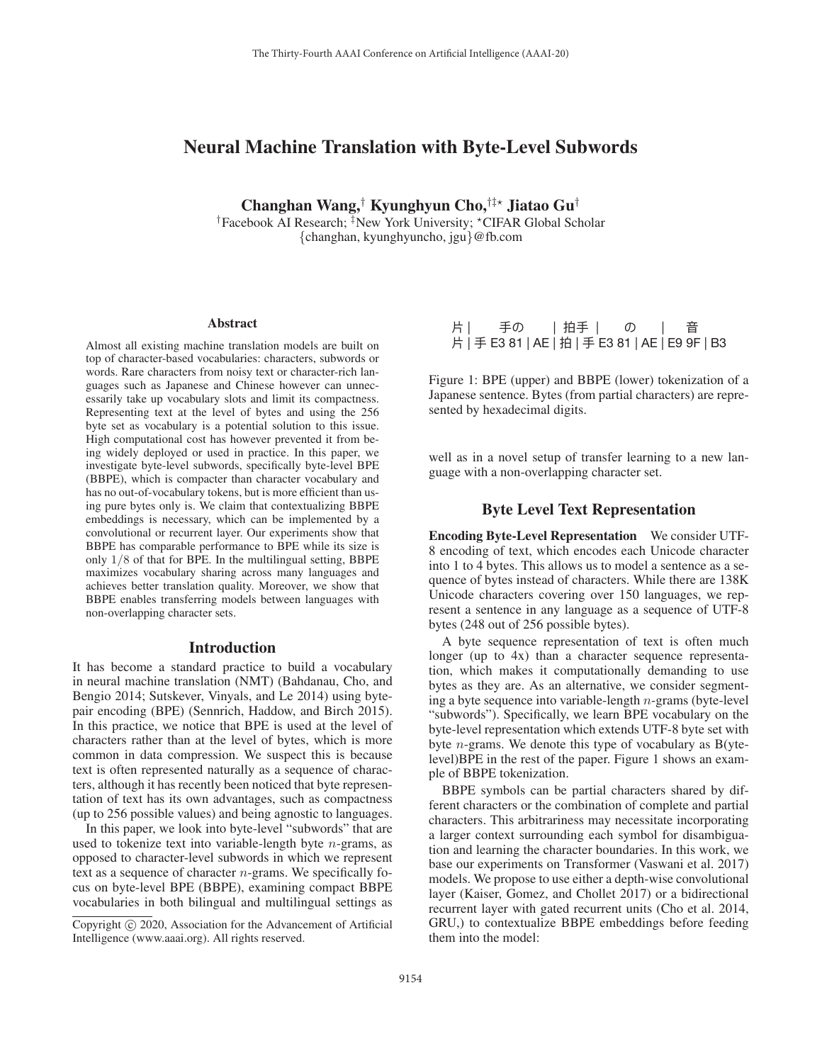# Neural Machine Translation with Byte-Level Subwords

**Changhan Wang,[†] Kyunghyun Cho,[†‡⋆] Jiatao Gu[†]**

[†]Facebook AI Research; [‡]New York University; [⋆]CIFAR Global Scholar
{changhan, kyunghyuncho, jgu}@fb.com

## Abstract

Almost all existing machine translation models are built on top of character-based vocabularies: characters, subwords or words. Rare characters from noisy text or character-rich languages such as Japanese and Chinese however can unnecessarily take up vocabulary slots and limit its compactness. Representing text at the level of bytes and using the 256 byte set as vocabulary is a potential solution to this issue. High computational cost has however prevented it from being widely deployed or used in practice. In this paper, we investigate byte-level subwords, specifically byte-level BPE (BBPE), which is compacter than character vocabulary and has no out-of-vocabulary tokens, but is more efficient than using pure bytes only is. We claim that contextualizing BBPE embeddings is necessary, which can be implemented by a convolutional or recurrent layer. Our experiments show that BBPE has comparable performance to BPE while its size is only $1/8$ of that for BPE. In the multilingual setting, BBPE maximizes vocabulary sharing across many languages and achieves better translation quality. Moreover, we show that BBPE enables transferring models between languages with non-overlapping character sets.

## Introduction

It has become a standard practice to build a vocabulary in neural machine translation (NMT) (Bahdanau, Cho, and Bengio 2014; Sutskever, Vinyals, and Le 2014) using byte-pair encoding (BPE) (Sennrich, Haddow, and Birch 2015). In this practice, we notice that BPE is used at the level of characters rather than at the level of bytes, which is more common in data compression. We suspect this is because text is often represented naturally as a sequence of characters, although it has recently been noticed that byte representation of text has its own advantages, such as compactness (up to 256 possible values) and being agnostic to languages.

In this paper, we look into byte-level "subwords" that are used to tokenize text into variable-length byte $n$-grams, as opposed to character-level subwords in which we represent text as a sequence of character $n$-grams. We specifically focus on byte-level BPE (BBPE), examining compact BBPE vocabularies in both bilingual and multilingual settings as well as in a novel setup of transfer learning to a new language with a non-overlapping character set.

Copyright © 2020, Association for the Advancement of Artificial Intelligence (www.aaai.org). All rights reserved.

片 | 手の | 拍手 | の | 音
片 | 手 E3 81 | AE | 拍 | 手 E3 81 | AE | E9 9F | B3

Figure 1: BPE (upper) and BBPE (lower) tokenization of a Japanese sentence. Bytes (from partial characters) are represented by hexadecimal digits.

## Byte Level Text Representation

**Encoding Byte-Level Representation** We consider UTF-8 encoding of text, which encodes each Unicode character into 1 to 4 bytes. This allows us to model a sentence as a sequence of bytes instead of characters. While there are 138K Unicode characters covering over 150 languages, we represent a sentence in any language as a sequence of UTF-8 bytes (248 out of 256 possible bytes).

A byte sequence representation of text is often much longer (up to 4x) than a character sequence representation, which makes it computationally demanding to use bytes as they are. As an alternative, we consider segmenting a byte sequence into variable-length $n$-grams (byte-level "subwords"). Specifically, we learn BPE vocabulary on the byte-level representation which extends UTF-8 byte set with byte $n$-grams. We denote this type of vocabulary as B(yte-level)BPE in the rest of the paper. Figure 1 shows an example of BBPE tokenization.

BBPE symbols can be partial characters shared by different characters or the combination of complete and partial characters. This arbitrariness may necessitate incorporating a larger context surrounding each symbol for disambiguation and learning the character boundaries. In this work, we base our experiments on Transformer (Vaswani et al. 2017) models. We propose to use either a depth-wise convolutional layer (Kaiser, Gomez, and Chollet 2017) or a bidirectional recurrent layer with gated recurrent units (Cho et al. 2014, GRU,) to contextualize BBPE embeddings before feeding them into the model: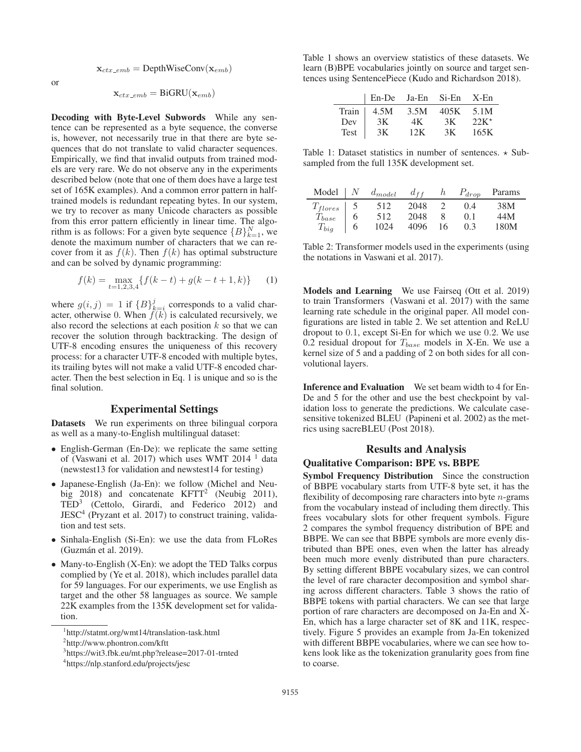$$\mathbf{x}_{ctx\_emb} = \text{DepthWiseConv}(\mathbf{x}_{emb})$$

or

$$\mathbf{x}_{ctx\_emb} = \text{BiGRU}(\mathbf{x}_{emb})$$

**Decoding with Byte-Level Subwords** While any sentence can be represented as a byte sequence, the converse is, however, not necessarily true in that there are byte sequences that do not translate to valid character sequences. Empirically, we find that invalid outputs from trained models are very rare. We do not observe any in the experiments described below (note that one of them does have a large test set of 165K examples). And a common error pattern in half-trained models is redundant repeating bytes. In our system, we try to recover as many Unicode characters as possible from this error pattern efficiently in linear time. The algorithm is as follows: For a given byte sequence $\{B\}_{k=1}^{N}$, we denote the maximum number of characters that we can recover from it as $f(k)$. Then $f(k)$ has optimal substructure and can be solved by dynamic programming:

$$f(k) = \max_{t=1,2,3,4} \{f(k-t) + g(k-t+1, k)\} \tag{1}$$

where $g(i,j) = 1$ if $\{B\}_{k=i}^{j}$ corresponds to a valid character, otherwise 0. When $f(k)$ is calculated recursively, we also record the selections at each position $k$ so that we can recover the solution through backtracking. The design of UTF-8 encoding ensures the uniqueness of this recovery process: for a character UTF-8 encoded with multiple bytes, its trailing bytes will not make a valid UTF-8 encoded character. Then the best selection in Eq. 1 is unique and so is the final solution.

## Experimental Settings

**Datasets** We run experiments on three bilingual corpora as well as a many-to-English multilingual dataset:

- English-German (En-De): we replicate the same setting of (Vaswani et al. 2017) which uses WMT 2014 [1] data (newstest13 for validation and newstest14 for testing)
- Japanese-English (Ja-En): we follow (Michel and Neubig 2018) and concatenate KFTT[2] (Neubig 2011), TED[3] (Cettolo, Girardi, and Federico 2012) and JESC[4] (Pryzant et al. 2017) to construct training, validation and test sets.
- Sinhala-English (Si-En): we use the data from FLoRes (Guzmán et al. 2019).
- Many-to-English (X-En): we adopt the TED Talks corpus complied by (Ye et al. 2018), which includes parallel data for 59 languages. For our experiments, we use English as target and the other 58 languages as source. We sample 22K examples from the 135K development set for validation.

[1] http://statmt.org/wmt14/translation-task.html

[2] http://www.phontron.com/kftt

[3] https://wit3.fbk.eu/mt.php?release=2017-01-trnted

[4] https://nlp.stanford.edu/projects/jesc

Table 1 shows an overview statistics of these datasets. We learn (B)BPE vocabularies jointly on source and target sentences using SentencePiece (Kudo and Richardson 2018).

| | En-De | Ja-En | Si-En | X-En |
|---|---|---|---|---|
| Train | 4.5M | 3.5M | 405K | 5.1M |
| Dev | 3K | 4K | 3K | 22K* |
| Test | 3K | 12K | 3K | 165K |

Table 1: Dataset statistics in number of sentences. * Subsampled from the full 135K development set.

| Model | $N$ | $d_{model}$ | $d_{ff}$ | $h$ | $P_{drop}$ | Params |
|---|---|---|---|---|---|---|
| $T_{flores}$ | 5 | 512 | 2048 | 2 | 0.4 | 38M |
| $T_{base}$ | 6 | 512 | 2048 | 8 | 0.1 | 44M |
| $T_{big}$ | 6 | 1024 | 4096 | 16 | 0.3 | 180M |

Table 2: Transformer models used in the experiments (using the notations in Vaswani et al. 2017).

**Models and Learning** We use Fairseq (Ott et al. 2019) to train Transformers (Vaswani et al. 2017) with the same learning rate schedule in the original paper. All model configurations are listed in table 2. We set attention and ReLU dropout to 0.1, except Si-En for which we use 0.2. We use 0.2 residual dropout for $T_{base}$ models in X-En. We use a kernel size of 5 and a padding of 2 on both sides for all convolutional layers.

**Inference and Evaluation** We set beam width to 4 for En-De and 5 for the other and use the best checkpoint by validation loss to generate the predictions. We calculate case-sensitive tokenized BLEU (Papineni et al. 2002) as the metrics using sacreBLEU (Post 2018).

## Results and Analysis

### Qualitative Comparison: BPE vs. BBPE

**Symbol Frequency Distribution** Since the construction of BBPE vocabulary starts from UTF-8 byte set, it has the flexibility of decomposing rare characters into byte $n$-grams from the vocabulary instead of including them directly. This frees vocabulary slots for other frequent symbols. Figure 2 compares the symbol frequency distribution of BPE and BBPE. We can see that BBPE symbols are more evenly distributed than BPE ones, even when the latter has already been much more evenly distributed than pure characters. By setting different BBPE vocabulary sizes, we can control the level of rare character decomposition and symbol sharing across different characters. Table 3 shows the ratio of BBPE tokens with partial characters. We can see that large portion of rare characters are decomposed on Ja-En and X-En, which has a large character set of 8K and 11K, respectively. Figure 5 provides an example from Ja-En tokenized with different BBPE vocabularies, where we can see how tokens look like as the tokenization granularity goes from fine to coarse.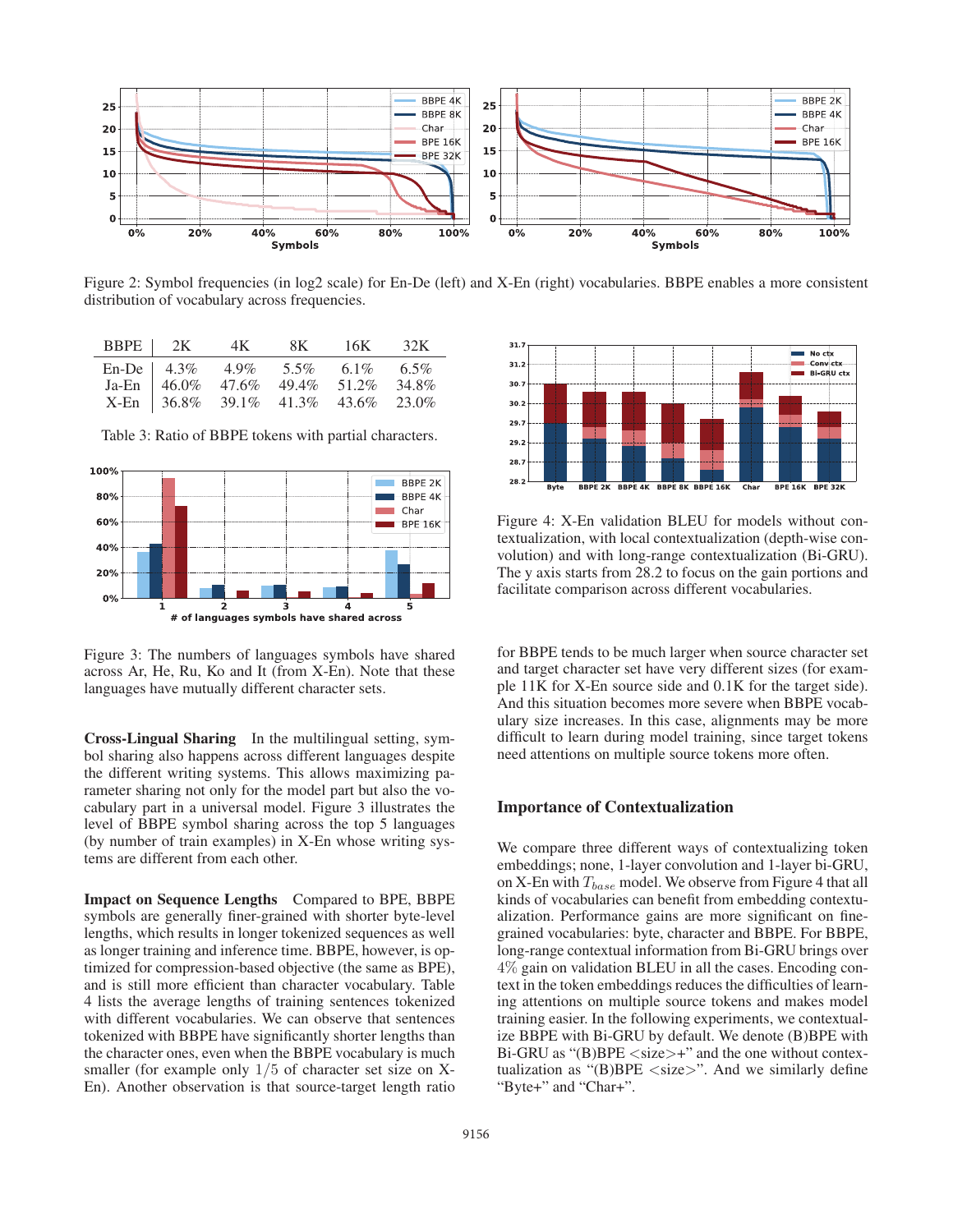Figure 2: Symbol frequencies (in log2 scale) for En-De (left) and X-En (right) vocabularies. BBPE enables a more consistent distribution of vocabulary across frequencies.

| BBPE | 2K | 4K | 8K | 16K | 32K |
|---|---|---|---|---|---|
| En-De | 4.3% | 4.9% | 5.5% | 6.1% | 6.5% |
| Ja-En | 46.0% | 47.6% | 49.4% | 51.2% | 34.8% |
| X-En | 36.8% | 39.1% | 41.3% | 43.6% | 23.0% |

Table 3: Ratio of BBPE tokens with partial characters.

Figure 3: The numbers of languages symbols have shared across Ar, He, Ru, Ko and It (from X-En). Note that these languages have mutually different character sets.

**Cross-Lingual Sharing** In the multilingual setting, symbol sharing also happens across different languages despite the different writing systems. This allows maximizing parameter sharing not only for the model part but also the vocabulary part in a universal model. Figure 3 illustrates the level of BBPE symbol sharing across the top 5 languages (by number of train examples) in X-En whose writing systems are different from each other.

**Impact on Sequence Lengths** Compared to BPE, BBPE symbols are generally finer-grained with shorter byte-level lengths, which results in longer tokenized sequences as well as longer training and inference time. BBPE, however, is optimized for compression-based objective (the same as BPE), and is still more efficient than character vocabulary. Table 4 lists the average lengths of training sentences tokenized with different vocabularies. We can observe that sentences tokenized with BBPE have significantly shorter lengths than the character ones, even when the BBPE vocabulary is much smaller (for example only $1/5$ of character set size on X-En). Another observation is that source-target length ratio for BBPE tends to be much larger when source character set and target character set have very different sizes (for example 11K for X-En source side and 0.1K for the target side). And this situation becomes more severe when BBPE vocabulary size increases. In this case, alignments may be more difficult to learn during model training, since target tokens need attentions on multiple source tokens more often.

Figure 4: X-En validation BLEU for models without contextualization, with local contextualization (depth-wise convolution) and with long-range contextualization (Bi-GRU). The y axis starts from 28.2 to focus on the gain portions and facilitate comparison across different vocabularies.

## Importance of Contextualization

We compare three different ways of contextualizing token embeddings; none, 1-layer convolution and 1-layer bi-GRU, on X-En with $T_{base}$ model. We observe from Figure 4 that all kinds of vocabularies can benefit from embedding contextualization. Performance gains are more significant on fine-grained vocabularies: byte, character and BBPE. For BBPE, long-range contextual information from Bi-GRU brings over $4\%$ gain on validation BLEU in all the cases. Encoding context in the token embeddings reduces the difficulties of learning attentions on multiple source tokens and makes model training easier. In the following experiments, we contextualize BBPE with Bi-GRU by default. We denote (B)BPE with Bi-GRU as "(B)BPE <size>+" and the one without contextualization as "(B)BPE <size>". And we similarly define "Byte+" and "Char+".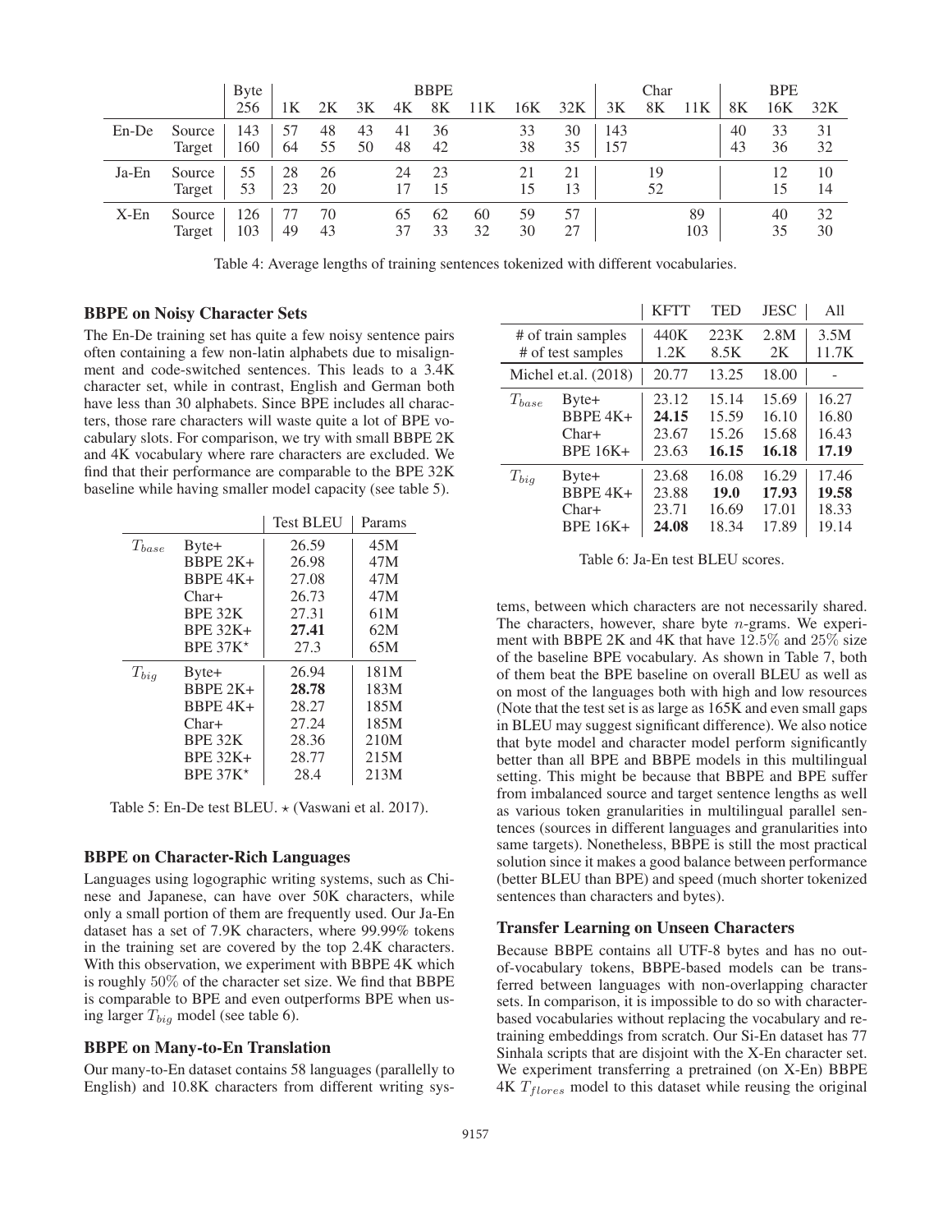| | | Byte | BBPE | | | | | | | | Char | | | BPE | | |
|---|---|---|---|---|---|---|---|---|---|---|---|---|---|---|---|---|
| | | 256 | 1K | 2K | 3K | 4K | 8K | 11K | 16K | 32K | 3K | 8K | 11K | 8K | 16K | 32K |
| En-De | Source | 143 | 57 | 48 | 43 | 41 | 36 | | 33 | 30 | 143 | | | 40 | 33 | 31 |
| | Target | 160 | 64 | 55 | 50 | 48 | 42 | | 38 | 35 | 157 | | | 43 | 36 | 32 |
| Ja-En | Source | 55 | 28 | 26 | | 24 | 23 | | 21 | 21 | | 19 | | | 12 | 10 |
| | Target | 53 | 23 | 20 | | 17 | 15 | | 15 | 13 | | 52 | | | 15 | 14 |
| X-En | Source | 126 | 77 | 70 | | 65 | 62 | 60 | 59 | 57 | | | 89 | | 40 | 32 |
| | Target | 103 | 49 | 43 | | 37 | 33 | 32 | 30 | 27 | | | 103 | | 35 | 30 |

Table 4: Average lengths of training sentences tokenized with different vocabularies.

### BBPE on Noisy Character Sets

The En-De training set has quite a few noisy sentence pairs often containing a few non-latin alphabets due to misalignment and code-switched sentences. This leads to a 3.4K character set, while in contrast, English and German both have less than 30 alphabets. Since BPE includes all characters, those rare characters will waste quite a lot of BPE vocabulary slots. For comparison, we try with small BBPE 2K and 4K vocabulary where rare characters are excluded. We find that their performance are comparable to the BPE 32K baseline while having smaller model capacity (see table 5).

| | | Test BLEU | Params |
|---|---|---|---|
| $T_{base}$ | Byte+ | 26.59 | 45M |
| | BBPE 2K+ | 26.98 | 47M |
| | BBPE 4K+ | 27.08 | 47M |
| | Char+ | 26.73 | 47M |
| | BPE 32K | 27.31 | 61M |
| | BPE 32K+ | **27.41** | 62M |
| | BPE 37K$^\star$ | 27.3 | 65M |
| $T_{big}$ | Byte+ | 26.94 | 181M |
| | BBPE 2K+ | **28.78** | 183M |
| | BBPE 4K+ | 28.27 | 185M |
| | Char+ | 27.24 | 185M |
| | BPE 32K | 28.36 | 210M |
| | BPE 32K+ | 28.77 | 215M |
| | BPE 37K$^\star$ | 28.4 | 213M |

Table 5: En-De test BLEU. $\star$ (Vaswani et al. 2017).

### BBPE on Character-Rich Languages

Languages using logographic writing systems, such as Chinese and Japanese, can have over 50K characters, while only a small portion of them are frequently used. Our Ja-En dataset has a set of 7.9K characters, where 99.99% tokens in the training set are covered by the top 2.4K characters. With this observation, we experiment with BBPE 4K which is roughly 50% of the character set size. We find that BBPE is comparable to BPE and even outperforms BPE when using larger $T_{big}$ model (see table 6).

### BBPE on Many-to-En Translation

Our many-to-En dataset contains 58 languages (parallelly to English) and 10.8K characters from different writing systems, between which characters are not necessarily shared. The characters, however, share byte $n$-grams. We experiment with BBPE 2K and 4K that have $12.5\%$ and $25\%$ size of the baseline BPE vocabulary. As shown in Table 7, both of them beat the BPE baseline on overall BLEU as well as on most of the languages both with high and low resources (Note that the test set is as large as 165K and even small gaps in BLEU may suggest significant difference). We also notice that byte model and character model perform significantly better than all BPE and BBPE models in this multilingual setting. This might be because that BBPE and BPE suffer from imbalanced source and target sentence lengths as well as various token granularities in multilingual parallel sentences (sources in different languages and granularities into same targets). Nonetheless, BBPE is still the most practical solution since it makes a good balance between performance (better BLEU than BPE) and speed (much shorter tokenized sentences than characters and bytes).

| | | KFTT | TED | JESC | All |
|---|---|---|---|---|---|
| # of train samples | | 440K | 223K | 2.8M | 3.5M |
| # of test samples | | 1.2K | 8.5K | 2K | 11.7K |
| Michel et.al. (2018) | | 20.77 | 13.25 | 18.00 | - |
| $T_{base}$ | Byte+ | 23.12 | 15.14 | 15.69 | 16.27 |
| | BBPE 4K+ | **24.15** | 15.59 | 16.10 | 16.80 |
| | Char+ | 23.67 | 15.26 | 15.68 | 16.43 |
| | BPE 16K+ | 23.63 | **16.15** | **16.18** | **17.19** |
| $T_{big}$ | Byte+ | 23.68 | 16.08 | 16.29 | 17.46 |
| | BBPE 4K+ | 23.88 | **19.0** | **17.93** | **19.58** |
| | Char+ | 23.71 | 16.69 | 17.01 | 18.33 |
| | BPE 16K+ | **24.08** | 18.34 | 17.89 | 19.14 |

Table 6: Ja-En test BLEU scores.

### Transfer Learning on Unseen Characters

Because BBPE contains all UTF-8 bytes and has no out-of-vocabulary tokens, BBPE-based models can be transferred between languages with non-overlapping character sets. In comparison, it is impossible to do so with character-based vocabularies without replacing the vocabulary and re-training embeddings from scratch. Our Si-En dataset has 77 Sinhala scripts that are disjoint with the X-En character set. We experiment transferring a pretrained (on X-En) BBPE 4K $T_{flores}$ model to this dataset while reusing the original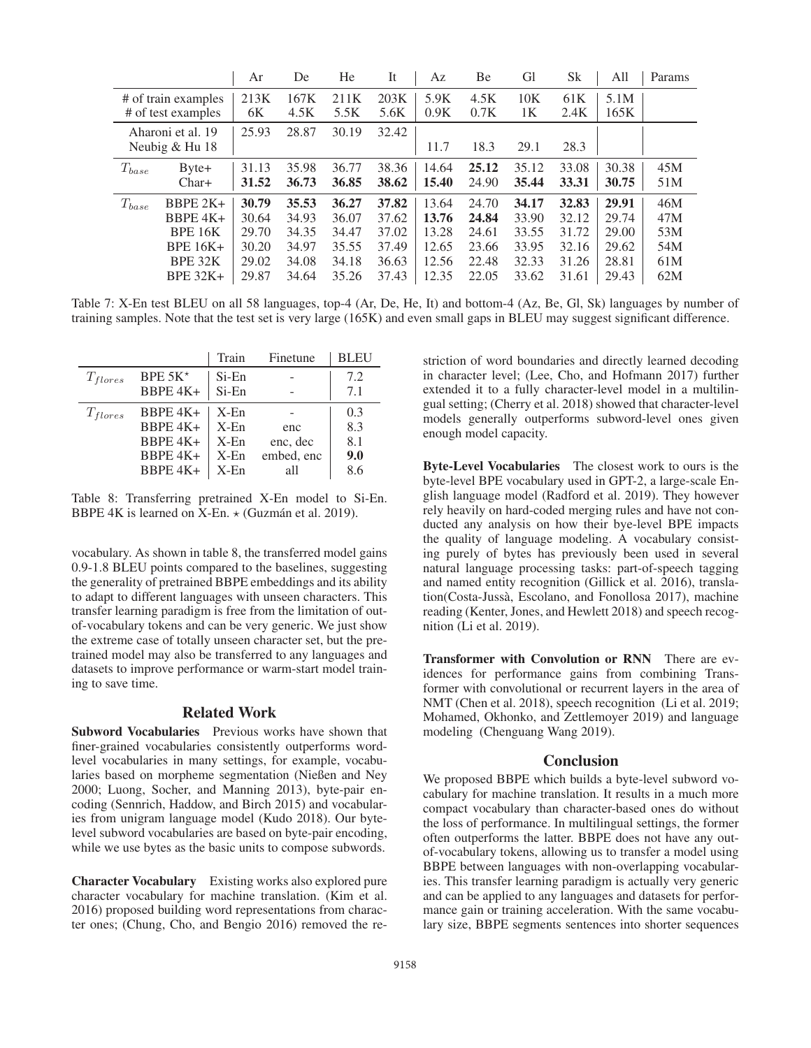| | | Ar | De | He | It | Az | Be | Gl | Sk | All | Params |
|---|---|---|---|---|---|---|---|---|---|---|---|
| # of train examples | | 213K | 167K | 211K | 203K | 5.9K | 4.5K | 10K | 61K | 5.1M | |
| # of test examples | | 6K | 4.5K | 5.5K | 5.6K | 0.9K | 0.7K | 1K | 2.4K | 165K | |
| Aharoni et al. 19 | | 25.93 | 28.87 | 30.19 | 32.42 | | | | | | |
| Neubig & Hu 18 | | | | | | 11.7 | 18.3 | 29.1 | 28.3 | | |
| $T_{base}$ | Byte+ | 31.13 | 35.98 | 36.77 | 38.36 | 14.64 | **25.12** | 35.12 | 33.08 | 30.38 | 45M |
| | Char+ | **31.52** | **36.73** | **36.85** | **38.62** | **15.40** | 24.90 | **35.44** | **33.31** | **30.75** | 51M |
| $T_{base}$ | BBPE 2K+ | **30.79** | **35.53** | **36.27** | **37.82** | 13.64 | 24.70 | **34.17** | **32.83** | **29.91** | 46M |
| | BBPE 4K+ | 30.64 | 34.93 | 36.07 | 37.62 | **13.76** | **24.84** | 33.90 | 32.12 | 29.74 | 47M |
| | BPE 16K | 29.70 | 34.35 | 34.47 | 37.02 | 13.28 | 24.61 | 33.55 | 31.72 | 29.00 | 53M |
| | BPE 16K+ | 30.20 | 34.97 | 35.55 | 37.49 | 12.65 | 23.66 | 33.95 | 32.16 | 29.62 | 54M |
| | BPE 32K | 29.02 | 34.08 | 34.18 | 36.63 | 12.56 | 22.48 | 32.33 | 31.26 | 28.81 | 61M |
| | BPE 32K+ | 29.87 | 34.64 | 35.26 | 37.43 | 12.35 | 22.05 | 33.62 | 31.61 | 29.43 | 62M |

Table 7: X-En test BLEU on all 58 languages, top-4 (Ar, De, He, It) and bottom-4 (Az, Be, Gl, Sk) languages by number of training samples. Note that the test set is very large (165K) and even small gaps in BLEU may suggest significant difference.

| | | Train | Finetune | BLEU |
|---|---|---|---|---|
| $T_{flores}$ | BPE 5K⋆ | Si-En | - | 7.2 |
| | BBPE 4K+ | Si-En | - | 7.1 |
| $T_{flores}$ | BBPE 4K+ | X-En | - | 0.3 |
| | BBPE 4K+ | X-En | enc | 8.3 |
| | BBPE 4K+ | X-En | enc, dec | 8.1 |
| | BBPE 4K+ | X-En | embed, enc | **9.0** |
| | BBPE 4K+ | X-En | all | 8.6 |

Table 8: Transferring pretrained X-En model to Si-En. BBPE 4K is learned on X-En. ⋆ (Guzmán et al. 2019).

vocabulary. As shown in table 8, the transferred model gains 0.9-1.8 BLEU points compared to the baselines, suggesting the generality of pretrained BBPE embeddings and its ability to adapt to different languages with unseen characters. This transfer learning paradigm is free from the limitation of out-of-vocabulary tokens and can be very generic. We just show the extreme case of totally unseen character set, but the pretrained model may also be transferred to any languages and datasets to improve performance or warm-start model training to save time.

## Related Work

**Subword Vocabularies** Previous works have shown that finer-grained vocabularies consistently outperforms word-level vocabularies in many settings, for example, vocabularies based on morpheme segmentation (Nießen and Ney 2000; Luong, Socher, and Manning 2013), byte-pair encoding (Sennrich, Haddow, and Birch 2015) and vocabularies from unigram language model (Kudo 2018). Our byte-level subword vocabularies are based on byte-pair encoding, while we use bytes as the basic units to compose subwords.

**Character Vocabulary** Existing works also explored pure character vocabulary for machine translation. (Kim et al. 2016) proposed building word representations from character ones; (Chung, Cho, and Bengio 2016) removed the restriction of word boundaries and directly learned decoding in character level; (Lee, Cho, and Hofmann 2017) further extended it to a fully character-level model in a multilingual setting; (Cherry et al. 2018) showed that character-level models generally outperforms subword-level ones given enough model capacity.

**Byte-Level Vocabularies** The closest work to ours is the byte-level BPE vocabulary used in GPT-2, a large-scale English language model (Radford et al. 2019). They however rely heavily on hard-coded merging rules and have not conducted any analysis on how their bye-level BPE impacts the quality of language modeling. A vocabulary consisting purely of bytes has previously been used in several natural language processing tasks: part-of-speech tagging and named entity recognition (Gillick et al. 2016), translation(Costa-Jussà, Escolano, and Fonollosa 2017), machine reading (Kenter, Jones, and Hewlett 2018) and speech recognition (Li et al. 2019).

**Transformer with Convolution or RNN** There are evidences for performance gains from combining Transformer with convolutional or recurrent layers in the area of NMT (Chen et al. 2018), speech recognition (Li et al. 2019; Mohamed, Okhonko, and Zettlemoyer 2019) and language modeling (Chenguang Wang 2019).

## Conclusion

We proposed BBPE which builds a byte-level subword vocabulary for machine translation. It results in a much more compact vocabulary than character-based ones do without the loss of performance. In multilingual settings, the former often outperforms the latter. BBPE does not have any out-of-vocabulary tokens, allowing us to transfer a model using BBPE between languages with non-overlapping vocabularies. This transfer learning paradigm is actually very generic and can be applied to any languages and datasets for performance gain or training acceleration. With the same vocabulary size, BBPE segments sentences into shorter sequences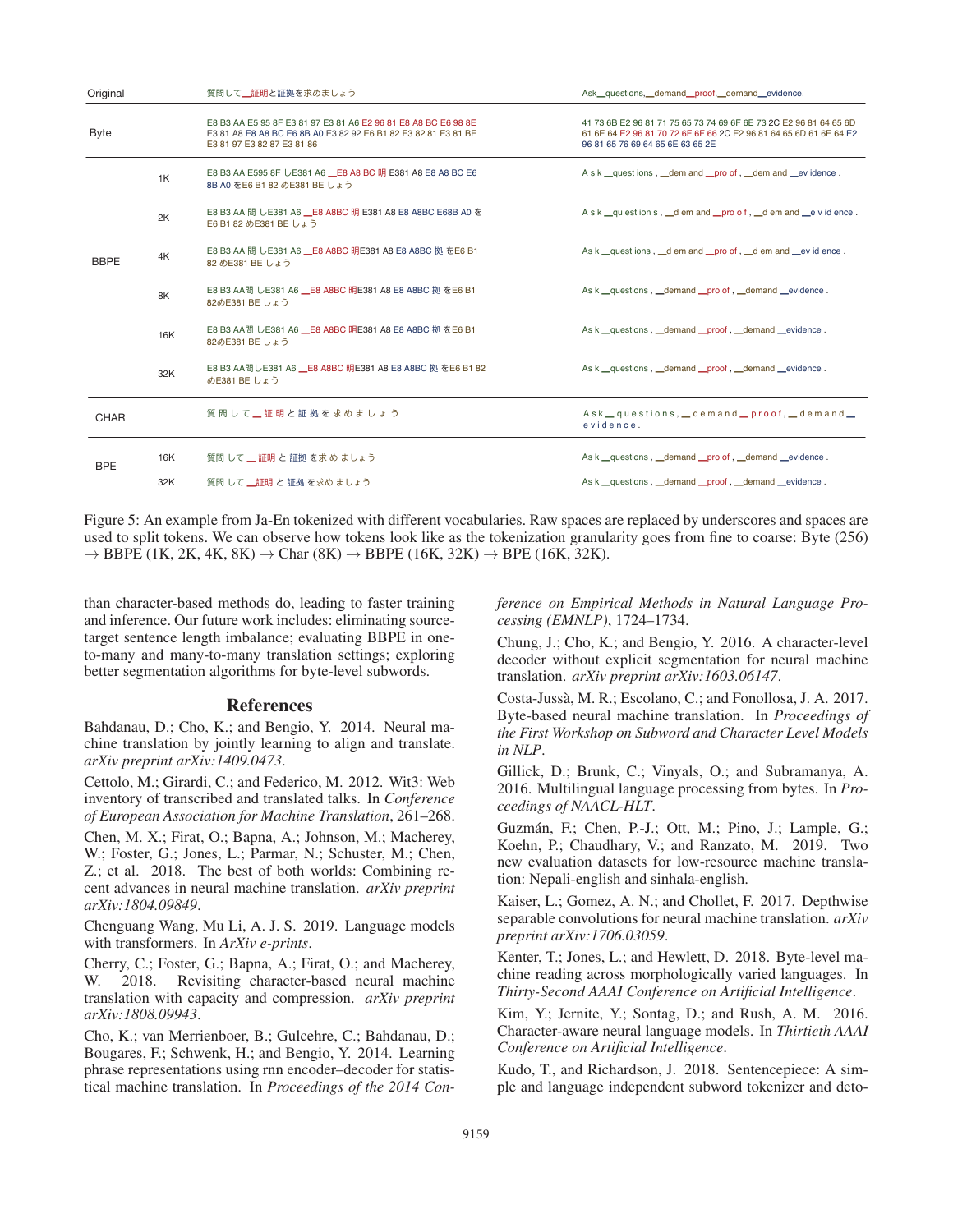| Original | | 質問して＿証明と証拠を求めましょう | Ask＿questions,＿demand＿proof,＿demand＿evidence. |
|---|---|---|---|
| Byte | | E8 B3 AA E5 95 8F E3 81 97 E3 81 A6 E2 96 81 E8 A8 BC E6 98 8E E3 81 A8 E8 A8 BC E6 8B A0 E3 82 92 E6 B1 82 E3 82 81 E3 81 BE E3 81 97 E3 82 87 E3 81 86 | 41 73 6B E2 96 81 71 75 65 73 74 69 6F 6E 73 2C E2 96 81 64 65 6D 61 6E 64 E2 96 81 70 72 6F 6F 66 2C E2 96 81 64 65 6D 61 6E 64 E2 96 81 65 76 69 64 65 6E 63 65 2E |
| BBPE | 1K | E8 B3 AA E595 8F しE381 A6 ＿E8 A8 BC 明 E381 A8 E8 A8 BC E6 8B A0 をE6 B1 82 めE381 BE しょう | A s k ＿quest ions , ＿dem and ＿pro of , ＿dem and ＿ev idence . |
| | 2K | E8 B3 AA 問 しE381 A6 ＿E8 A8BC 明 E381 A8 E8 A8BC E68B A0 を E6 B1 82 めE381 BE しょう | A s k ＿qu est ion s , ＿d em and ＿pro o f , ＿d em and ＿e v id ence . |
| | 4K | E8 B3 AA 問 しE381 A6 ＿E8 A8BC 明E381 A8 E8 A8BC 拠 をE6 B1 82 めE381 BE しょう | As k ＿quest ions , ＿d em and ＿pro of , ＿d em and ＿ev id ence . |
| | 8K | E8 B3 AA問 しE381 A6 ＿E8 A8BC 明E381 A8 E8 A8BC 拠 をE6 B1 82めE381 BE しょう | As k ＿questions , ＿demand ＿pro of , ＿demand ＿evidence . |
| | 16K | E8 B3 AA問 しE381 A6 ＿E8 A8BC 明E381 A8 E8 A8BC 拠 をE6 B1 82めE381 BE しょう | As k ＿questions , ＿demand ＿proof , ＿demand ＿evidence . |
| | 32K | E8 B3 AA問しE381 A6 ＿E8 A8BC 明E381 A8 E8 A8BC 拠 をE6 B1 82 めE381 BE しょう | As k ＿questions , ＿demand ＿proof , ＿demand ＿evidence . |
| CHAR | | 質 問 し て ＿ 証 明 と 証 拠 を 求 め ま し ょ う | A s k ＿ q u e s t i o n s , ＿ d e m a n d ＿ p r o o f , ＿ d e m a n d ＿ e v i d e n c e . |
| BPE | 16K | 質問 して ＿ 証明 と 証拠 を求 め ましょう | As k ＿questions , ＿demand ＿pro of , ＿demand ＿evidence . |
| | 32K | 質問 して ＿証明 と 証拠 を求め ましょう | As k ＿questions , ＿demand ＿proof , ＿demand ＿evidence . |

Figure 5: An example from Ja-En tokenized with different vocabularies. Raw spaces are replaced by underscores and spaces are used to split tokens. We can observe how tokens look like as the tokenization granularity goes from fine to coarse: Byte (256) → BBPE (1K, 2K, 4K, 8K) → Char (8K) → BBPE (16K, 32K) → BPE (16K, 32K).

than character-based methods do, leading to faster training and inference. Our future work includes: eliminating source-target sentence length imbalance; evaluating BBPE in one-to-many and many-to-many translation settings; exploring better segmentation algorithms for byte-level subwords.

## References

Bahdanau, D.; Cho, K.; and Bengio, Y. 2014. Neural machine translation by jointly learning to align and translate. *arXiv preprint arXiv:1409.0473*.

Cettolo, M.; Girardi, C.; and Federico, M. 2012. Wit3: Web inventory of transcribed and translated talks. In *Conference of European Association for Machine Translation*, 261–268.

Chen, M. X.; Firat, O.; Bapna, A.; Johnson, M.; Macherey, W.; Foster, G.; Jones, L.; Parmar, N.; Schuster, M.; Chen, Z.; et al. 2018. The best of both worlds: Combining recent advances in neural machine translation. *arXiv preprint arXiv:1804.09849*.

Chenguang Wang, Mu Li, A. J. S. 2019. Language models with transformers. In *ArXiv e-prints*.

Cherry, C.; Foster, G.; Bapna, A.; Firat, O.; and Macherey, W. 2018. Revisiting character-based neural machine translation with capacity and compression. *arXiv preprint arXiv:1808.09943*.

Cho, K.; van Merrienboer, B.; Gulcehre, C.; Bahdanau, D.; Bougares, F.; Schwenk, H.; and Bengio, Y. 2014. Learning phrase representations using rnn encoder–decoder for statistical machine translation. In *Proceedings of the 2014 Conference on Empirical Methods in Natural Language Processing (EMNLP)*, 1724–1734.

Chung, J.; Cho, K.; and Bengio, Y. 2016. A character-level decoder without explicit segmentation for neural machine translation. *arXiv preprint arXiv:1603.06147*.

Costa-Jussà, M. R.; Escolano, C.; and Fonollosa, J. A. 2017. Byte-based neural machine translation. In *Proceedings of the First Workshop on Subword and Character Level Models in NLP*.

Gillick, D.; Brunk, C.; Vinyals, O.; and Subramanya, A. 2016. Multilingual language processing from bytes. In *Proceedings of NAACL-HLT*.

Guzmán, F.; Chen, P.-J.; Ott, M.; Pino, J.; Lample, G.; Koehn, P.; Chaudhary, V.; and Ranzato, M. 2019. Two new evaluation datasets for low-resource machine translation: Nepali-english and sinhala-english.

Kaiser, L.; Gomez, A. N.; and Chollet, F. 2017. Depthwise separable convolutions for neural machine translation. *arXiv preprint arXiv:1706.03059*.

Kenter, T.; Jones, L.; and Hewlett, D. 2018. Byte-level machine reading across morphologically varied languages. In *Thirty-Second AAAI Conference on Artificial Intelligence*.

Kim, Y.; Jernite, Y.; Sontag, D.; and Rush, A. M. 2016. Character-aware neural language models. In *Thirtieth AAAI Conference on Artificial Intelligence*.

Kudo, T., and Richardson, J. 2018. Sentencepiece: A simple and language independent subword tokenizer and deto-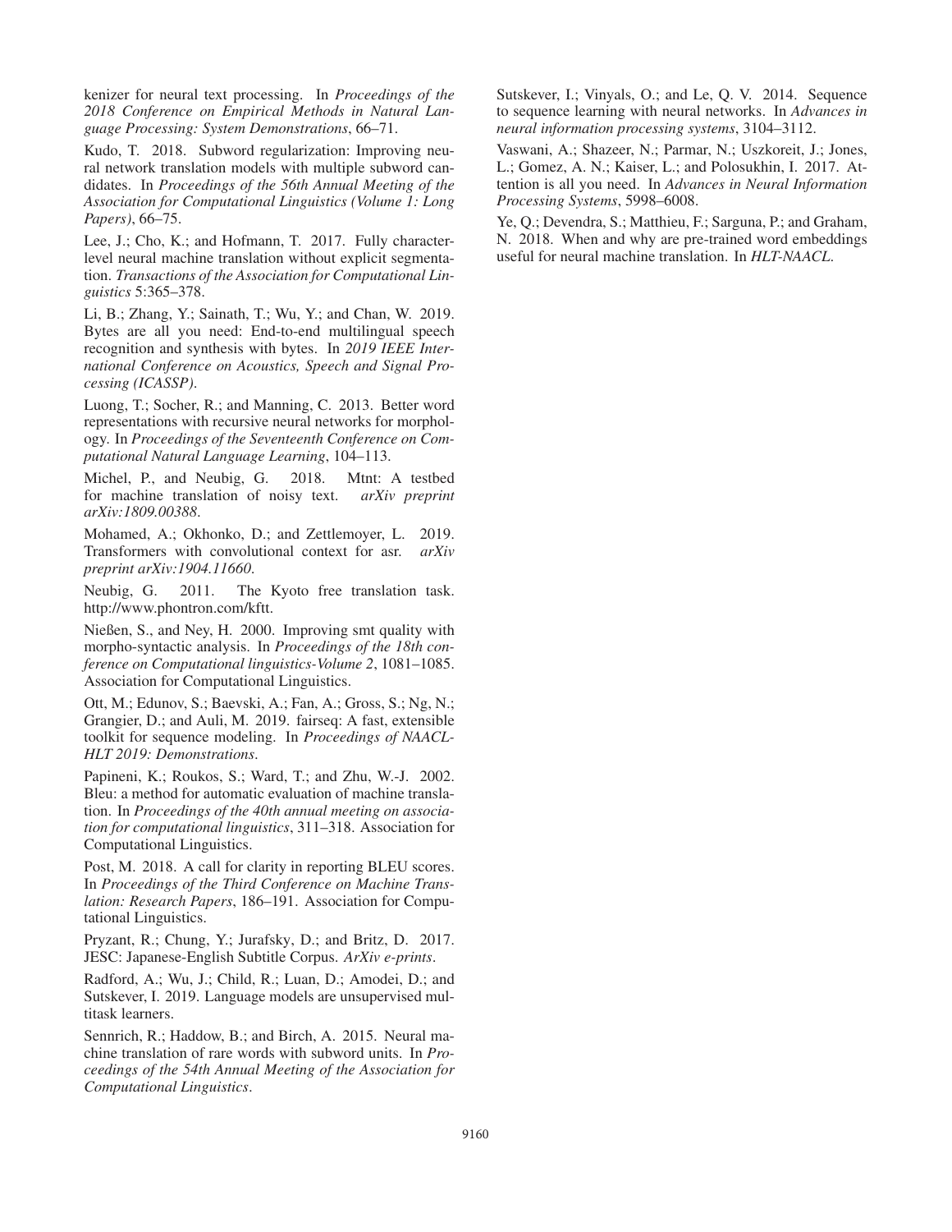kenizer for neural text processing. In *Proceedings of the 2018 Conference on Empirical Methods in Natural Language Processing: System Demonstrations*, 66–71.

Kudo, T. 2018. Subword regularization: Improving neural network translation models with multiple subword candidates. In *Proceedings of the 56th Annual Meeting of the Association for Computational Linguistics (Volume 1: Long Papers)*, 66–75.

Lee, J.; Cho, K.; and Hofmann, T. 2017. Fully character-level neural machine translation without explicit segmentation. *Transactions of the Association for Computational Linguistics* 5:365–378.

Li, B.; Zhang, Y.; Sainath, T.; Wu, Y.; and Chan, W. 2019. Bytes are all you need: End-to-end multilingual speech recognition and synthesis with bytes. In *2019 IEEE International Conference on Acoustics, Speech and Signal Processing (ICASSP)*.

Luong, T.; Socher, R.; and Manning, C. 2013. Better word representations with recursive neural networks for morphology. In *Proceedings of the Seventeenth Conference on Computational Natural Language Learning*, 104–113.

Michel, P., and Neubig, G. 2018. Mtnt: A testbed for machine translation of noisy text. *arXiv preprint arXiv:1809.00388*.

Mohamed, A.; Okhonko, D.; and Zettlemoyer, L. 2019. Transformers with convolutional context for asr. *arXiv preprint arXiv:1904.11660*.

Neubig, G. 2011. The Kyoto free translation task. http://www.phontron.com/kftt.

Nießen, S., and Ney, H. 2000. Improving smt quality with morpho-syntactic analysis. In *Proceedings of the 18th conference on Computational linguistics-Volume 2*, 1081–1085. Association for Computational Linguistics.

Ott, M.; Edunov, S.; Baevski, A.; Fan, A.; Gross, S.; Ng, N.; Grangier, D.; and Auli, M. 2019. fairseq: A fast, extensible toolkit for sequence modeling. In *Proceedings of NAACL-HLT 2019: Demonstrations*.

Papineni, K.; Roukos, S.; Ward, T.; and Zhu, W.-J. 2002. Bleu: a method for automatic evaluation of machine translation. In *Proceedings of the 40th annual meeting on association for computational linguistics*, 311–318. Association for Computational Linguistics.

Post, M. 2018. A call for clarity in reporting BLEU scores. In *Proceedings of the Third Conference on Machine Translation: Research Papers*, 186–191. Association for Computational Linguistics.

Pryzant, R.; Chung, Y.; Jurafsky, D.; and Britz, D. 2017. JESC: Japanese-English Subtitle Corpus. *ArXiv e-prints*.

Radford, A.; Wu, J.; Child, R.; Luan, D.; Amodei, D.; and Sutskever, I. 2019. Language models are unsupervised multitask learners.

Sennrich, R.; Haddow, B.; and Birch, A. 2015. Neural machine translation of rare words with subword units. In *Proceedings of the 54th Annual Meeting of the Association for Computational Linguistics*.

Sutskever, I.; Vinyals, O.; and Le, Q. V. 2014. Sequence to sequence learning with neural networks. In *Advances in neural information processing systems*, 3104–3112.

Vaswani, A.; Shazeer, N.; Parmar, N.; Uszkoreit, J.; Jones, L.; Gomez, A. N.; Kaiser, L.; and Polosukhin, I. 2017. Attention is all you need. In *Advances in Neural Information Processing Systems*, 5998–6008.

Ye, Q.; Devendra, S.; Matthieu, F.; Sarguna, P.; and Graham, N. 2018. When and why are pre-trained word embeddings useful for neural machine translation. In *HLT-NAACL*.